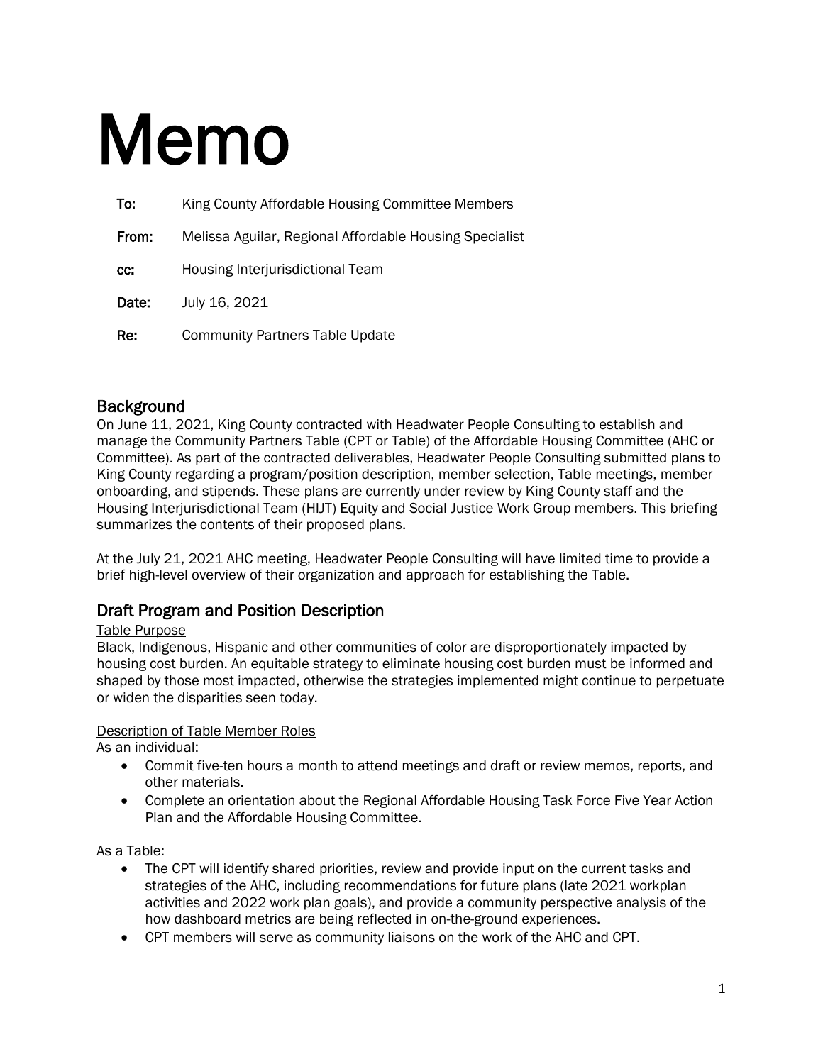# Memo

| | |
|---|---|
| **To:** | King County Affordable Housing Committee Members |
| **From:** | Melissa Aguilar, Regional Affordable Housing Specialist |
| **cc:** | Housing Interjurisdictional Team |
| **Date:** | July 16, 2021 |
| **Re:** | Community Partners Table Update |

---

## Background

On June 11, 2021, King County contracted with Headwater People Consulting to establish and manage the Community Partners Table (CPT or Table) of the Affordable Housing Committee (AHC or Committee). As part of the contracted deliverables, Headwater People Consulting submitted plans to King County regarding a program/position description, member selection, Table meetings, member onboarding, and stipends. These plans are currently under review by King County staff and the Housing Interjurisdictional Team (HIJT) Equity and Social Justice Work Group members. This briefing summarizes the contents of their proposed plans.

At the July 21, 2021 AHC meeting, Headwater People Consulting will have limited time to provide a brief high-level overview of their organization and approach for establishing the Table.

## Draft Program and Position Description

<u>Table Purpose</u>

Black, Indigenous, Hispanic and other communities of color are disproportionately impacted by housing cost burden. An equitable strategy to eliminate housing cost burden must be informed and shaped by those most impacted, otherwise the strategies implemented might continue to perpetuate or widen the disparities seen today.

<u>Description of Table Member Roles</u>

As an individual:

- Commit five-ten hours a month to attend meetings and draft or review memos, reports, and other materials.
- Complete an orientation about the Regional Affordable Housing Task Force Five Year Action Plan and the Affordable Housing Committee.

As a Table:

- The CPT will identify shared priorities, review and provide input on the current tasks and strategies of the AHC, including recommendations for future plans (late 2021 workplan activities and 2022 work plan goals), and provide a community perspective analysis of the how dashboard metrics are being reflected in on-the-ground experiences.
- CPT members will serve as community liaisons on the work of the AHC and CPT.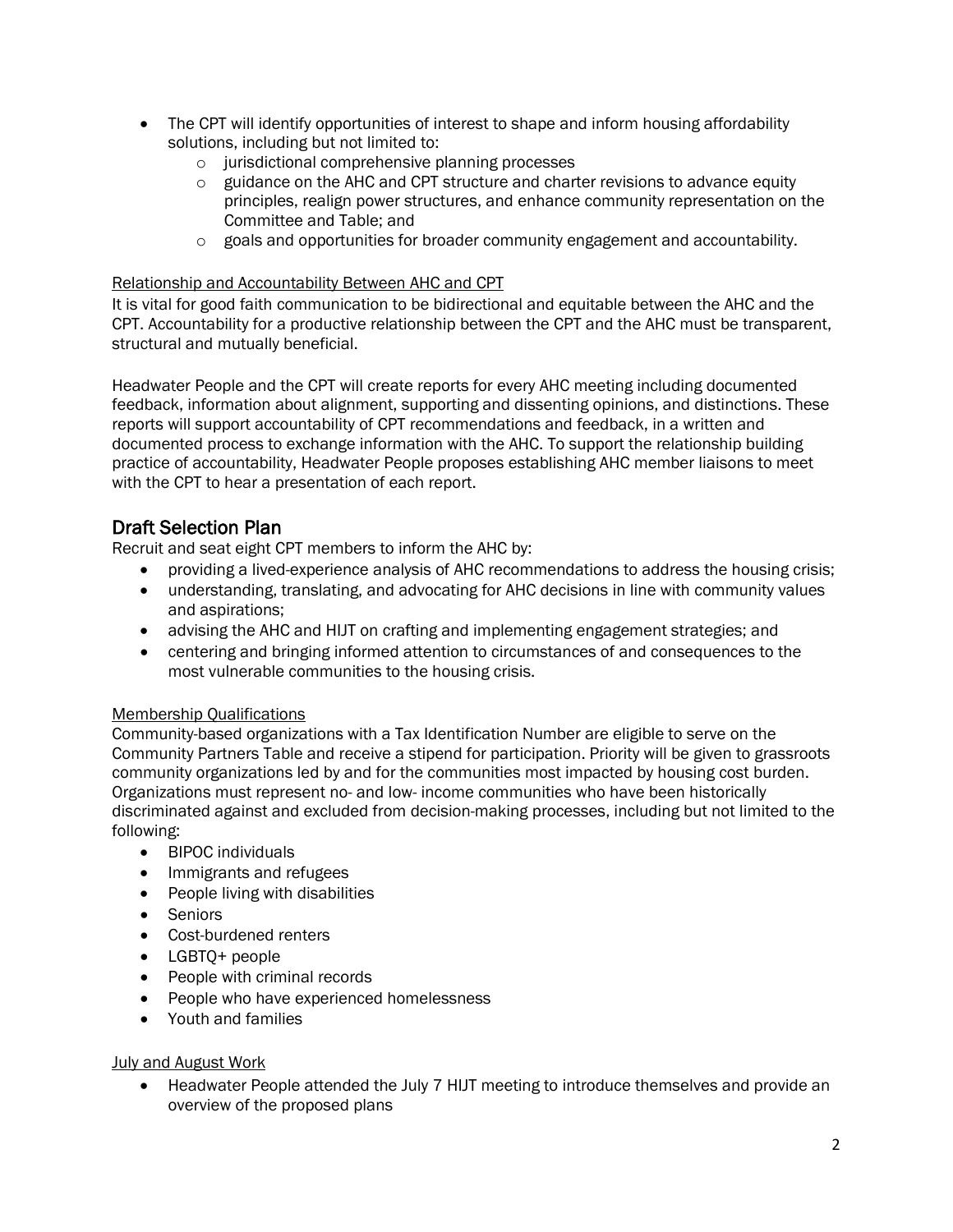- The CPT will identify opportunities of interest to shape and inform housing affordability solutions, including but not limited to:
  - jurisdictional comprehensive planning processes
  - guidance on the AHC and CPT structure and charter revisions to advance equity principles, realign power structures, and enhance community representation on the Committee and Table; and
  - goals and opportunities for broader community engagement and accountability.

### Relationship and Accountability Between AHC and CPT

It is vital for good faith communication to be bidirectional and equitable between the AHC and the CPT. Accountability for a productive relationship between the CPT and the AHC must be transparent, structural and mutually beneficial.

Headwater People and the CPT will create reports for every AHC meeting including documented feedback, information about alignment, supporting and dissenting opinions, and distinctions. These reports will support accountability of CPT recommendations and feedback, in a written and documented process to exchange information with the AHC. To support the relationship building practice of accountability, Headwater People proposes establishing AHC member liaisons to meet with the CPT to hear a presentation of each report.

## Draft Selection Plan

Recruit and seat eight CPT members to inform the AHC by:

- providing a lived-experience analysis of AHC recommendations to address the housing crisis;
- understanding, translating, and advocating for AHC decisions in line with community values and aspirations;
- advising the AHC and HIJT on crafting and implementing engagement strategies; and
- centering and bringing informed attention to circumstances of and consequences to the most vulnerable communities to the housing crisis.

### Membership Qualifications

Community-based organizations with a Tax Identification Number are eligible to serve on the Community Partners Table and receive a stipend for participation. Priority will be given to grassroots community organizations led by and for the communities most impacted by housing cost burden. Organizations must represent no- and low- income communities who have been historically discriminated against and excluded from decision-making processes, including but not limited to the following:

- BIPOC individuals
- Immigrants and refugees
- People living with disabilities
- Seniors
- Cost-burdened renters
- LGBTQ+ people
- People with criminal records
- People who have experienced homelessness
- Youth and families

### July and August Work

- Headwater People attended the July 7 HIJT meeting to introduce themselves and provide an overview of the proposed plans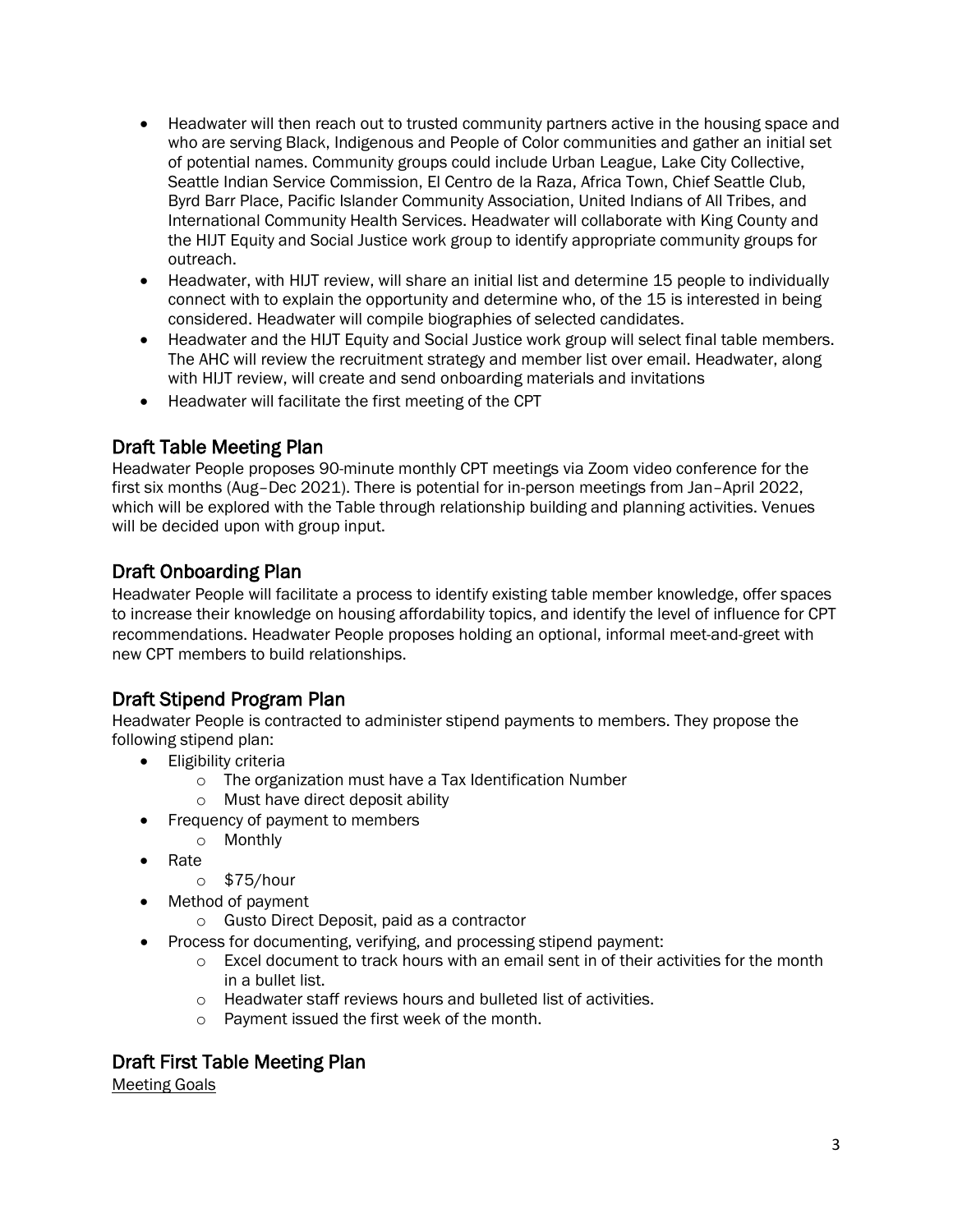- Headwater will then reach out to trusted community partners active in the housing space and who are serving Black, Indigenous and People of Color communities and gather an initial set of potential names. Community groups could include Urban League, Lake City Collective, Seattle Indian Service Commission, El Centro de la Raza, Africa Town, Chief Seattle Club, Byrd Barr Place, Pacific Islander Community Association, United Indians of All Tribes, and International Community Health Services. Headwater will collaborate with King County and the HIJT Equity and Social Justice work group to identify appropriate community groups for outreach.
- Headwater, with HIJT review, will share an initial list and determine 15 people to individually connect with to explain the opportunity and determine who, of the 15 is interested in being considered. Headwater will compile biographies of selected candidates.
- Headwater and the HIJT Equity and Social Justice work group will select final table members. The AHC will review the recruitment strategy and member list over email. Headwater, along with HIJT review, will create and send onboarding materials and invitations
- Headwater will facilitate the first meeting of the CPT

## Draft Table Meeting Plan

Headwater People proposes 90-minute monthly CPT meetings via Zoom video conference for the first six months (Aug–Dec 2021). There is potential for in-person meetings from Jan–April 2022, which will be explored with the Table through relationship building and planning activities. Venues will be decided upon with group input.

## Draft Onboarding Plan

Headwater People will facilitate a process to identify existing table member knowledge, offer spaces to increase their knowledge on housing affordability topics, and identify the level of influence for CPT recommendations. Headwater People proposes holding an optional, informal meet-and-greet with new CPT members to build relationships.

## Draft Stipend Program Plan

Headwater People is contracted to administer stipend payments to members. They propose the following stipend plan:

- Eligibility criteria
  - The organization must have a Tax Identification Number
  - Must have direct deposit ability
- Frequency of payment to members
  - Monthly
- Rate
  - $75/hour
- Method of payment
  - Gusto Direct Deposit, paid as a contractor
- Process for documenting, verifying, and processing stipend payment:
  - Excel document to track hours with an email sent in of their activities for the month in a bullet list.
  - Headwater staff reviews hours and bulleted list of activities.
  - Payment issued the first week of the month.

## Draft First Table Meeting Plan

<u>Meeting Goals</u>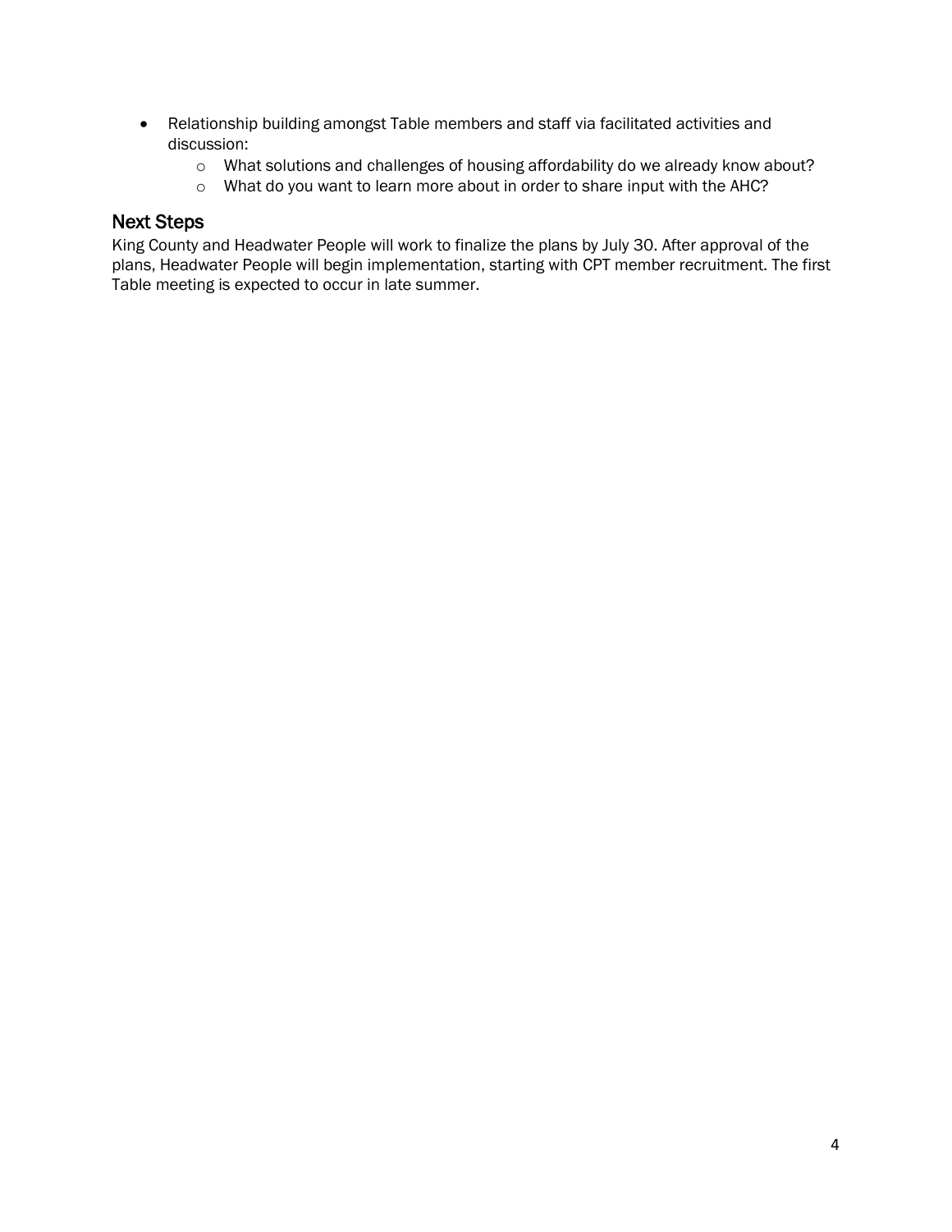- Relationship building amongst Table members and staff via facilitated activities and discussion:
  - What solutions and challenges of housing affordability do we already know about?
  - What do you want to learn more about in order to share input with the AHC?

## Next Steps

King County and Headwater People will work to finalize the plans by July 30. After approval of the plans, Headwater People will begin implementation, starting with CPT member recruitment. The first Table meeting is expected to occur in late summer.